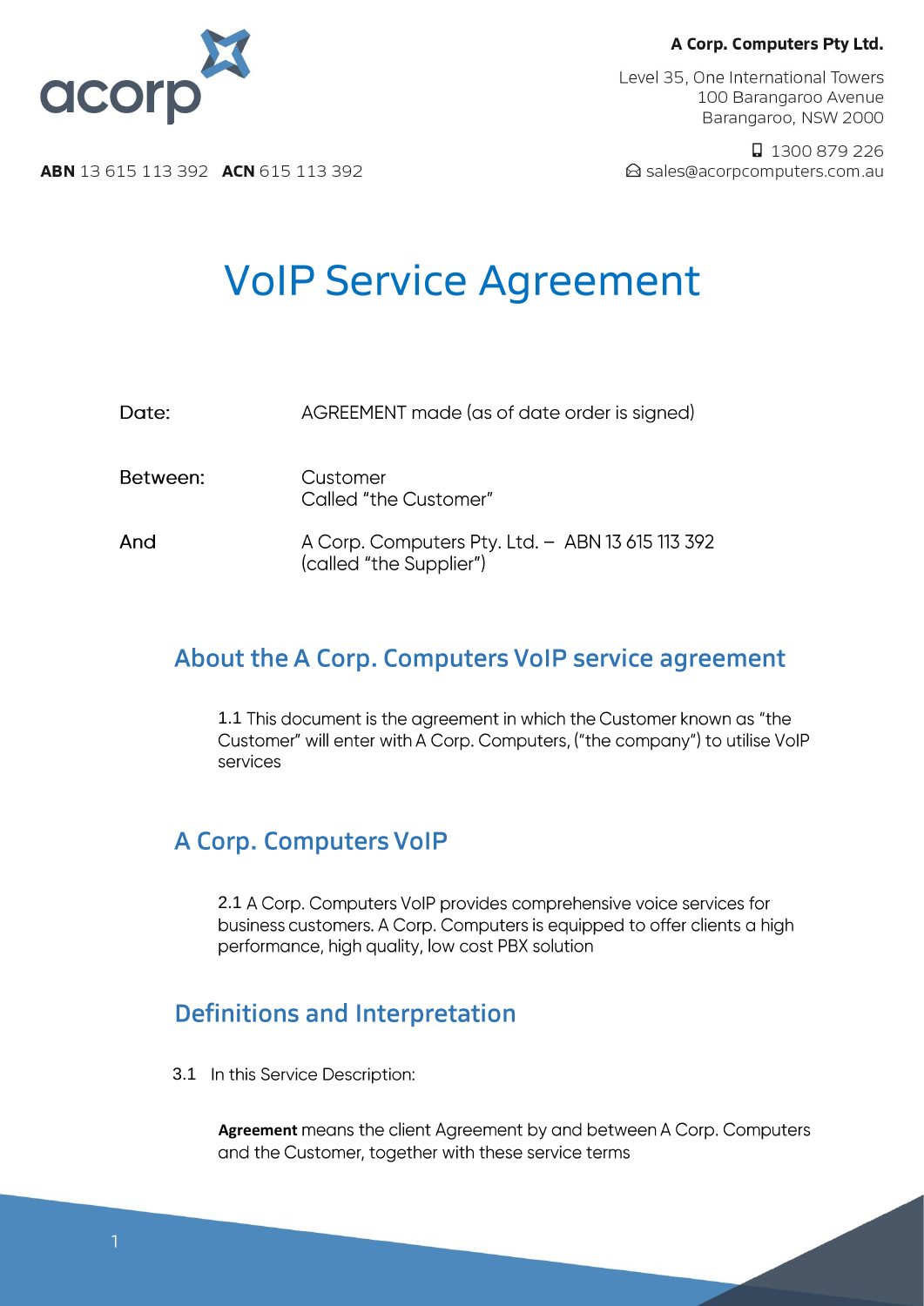**A Corp. Computers Pty Ltd.**

Level 35, One International Towers
100 Barangaroo Avenue
Barangaroo, NSW 2000

1300 879 226
sales@acorpcomputers.com.au

**ABN** 13 615 113 392 **ACN** 615 113 392

# VoIP Service Agreement

| | |
|---|---|
| Date: | AGREEMENT made (as of date order is signed) |
| Between: | Customer<br>Called "the Customer" |
| And | A Corp. Computers Pty. Ltd. – ABN 13 615 113 392<br>(called "the Supplier") |

## About the A Corp. Computers VoIP service agreement

1.1 This document is the agreement in which the Customer known as "the Customer" will enter with A Corp. Computers, ("the company") to utilise VoIP services

## A Corp. Computers VoIP

2.1 A Corp. Computers VoIP provides comprehensive voice services for business customers. A Corp. Computers is equipped to offer clients a high performance, high quality, low cost PBX solution

## Definitions and Interpretation

3.1 In this Service Description:

**Agreement** means the client Agreement by and between A Corp. Computers and the Customer, together with these service terms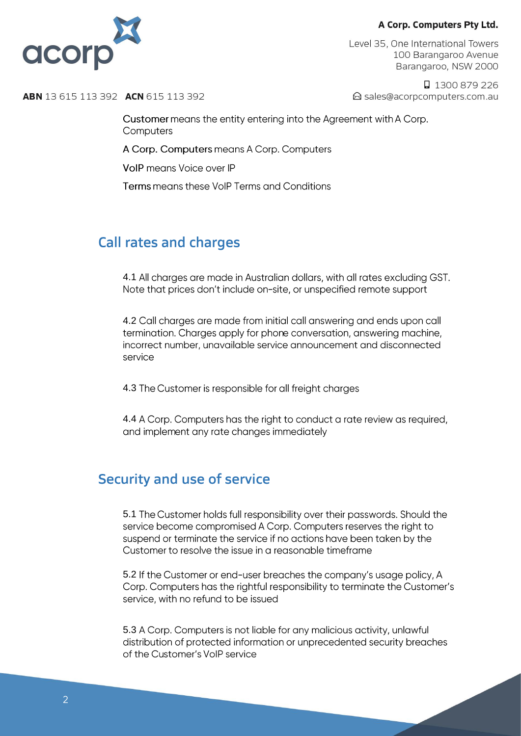**Customer** means the entity entering into the Agreement with A Corp. Computers

**A Corp. Computers** means A Corp. Computers

**VoIP** means Voice over IP

**Terms** means these VoIP Terms and Conditions

## Call rates and charges

4.1 All charges are made in Australian dollars, with all rates excluding GST. Note that prices don't include on-site, or unspecified remote support

4.2 Call charges are made from initial call answering and ends upon call termination. Charges apply for phone conversation, answering machine, incorrect number, unavailable service announcement and disconnected service

4.3 The Customer is responsible for all freight charges

4.4 A Corp. Computers has the right to conduct a rate review as required, and implement any rate changes immediately

## Security and use of service

5.1 The Customer holds full responsibility over their passwords. Should the service become compromised A Corp. Computers reserves the right to suspend or terminate the service if no actions have been taken by the Customer to resolve the issue in a reasonable timeframe

5.2 If the Customer or end-user breaches the company's usage policy, A Corp. Computers has the rightful responsibility to terminate the Customer's service, with no refund to be issued

5.3 A Corp. Computers is not liable for any malicious activity, unlawful distribution of protected information or unprecedented security breaches of the Customer's VoIP service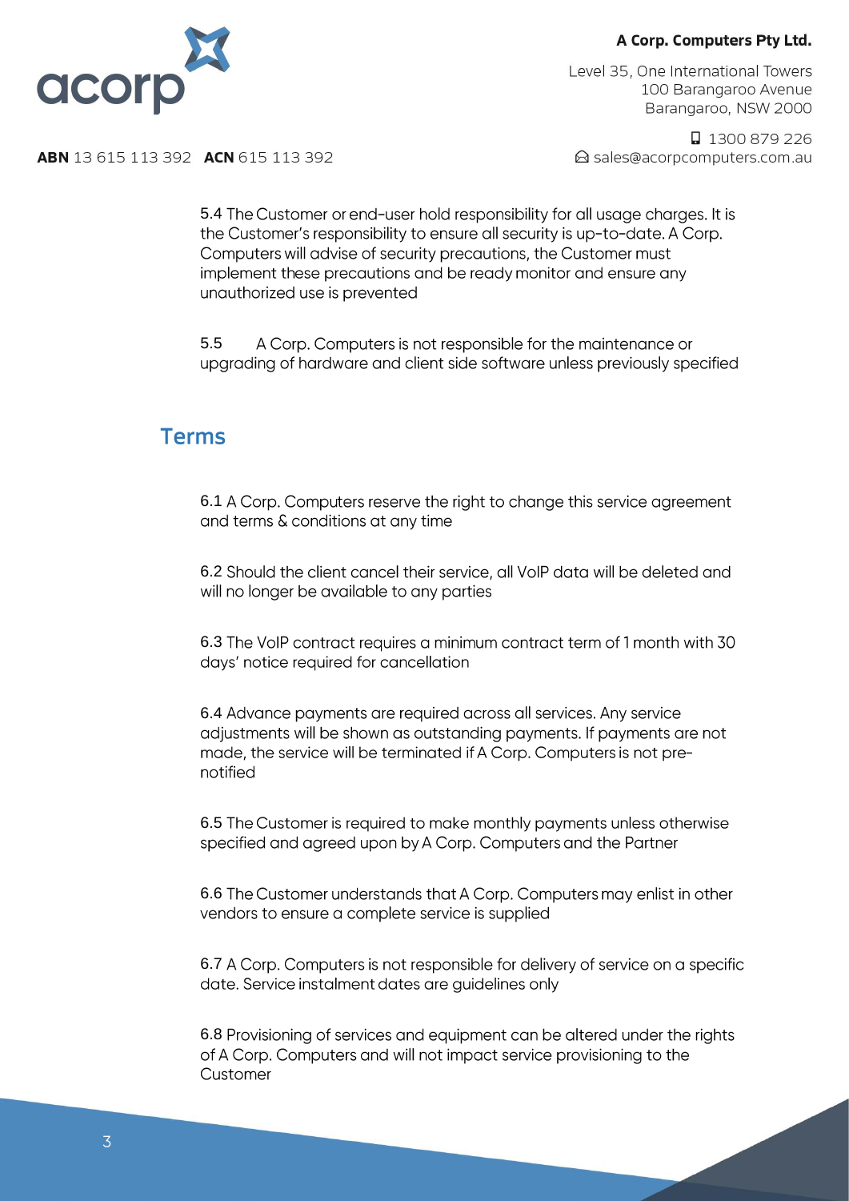5.4 The Customer or end-user hold responsibility for all usage charges. It is the Customer's responsibility to ensure all security is up-to-date. A Corp. Computers will advise of security precautions, the Customer must implement these precautions and be ready monitor and ensure any unauthorized use is prevented

5.5 A Corp. Computers is not responsible for the maintenance or upgrading of hardware and client side software unless previously specified

## Terms

6.1 A Corp. Computers reserve the right to change this service agreement and terms & conditions at any time

6.2 Should the client cancel their service, all VoIP data will be deleted and will no longer be available to any parties

6.3 The VoIP contract requires a minimum contract term of 1 month with 30 days' notice required for cancellation

6.4 Advance payments are required across all services. Any service adjustments will be shown as outstanding payments. If payments are not made, the service will be terminated if A Corp. Computers is not pre-notified

6.5 The Customer is required to make monthly payments unless otherwise specified and agreed upon by A Corp. Computers and the Partner

6.6 The Customer understands that A Corp. Computers may enlist in other vendors to ensure a complete service is supplied

6.7 A Corp. Computers is not responsible for delivery of service on a specific date. Service instalment dates are guidelines only

6.8 Provisioning of services and equipment can be altered under the rights of A Corp. Computers and will not impact service provisioning to the Customer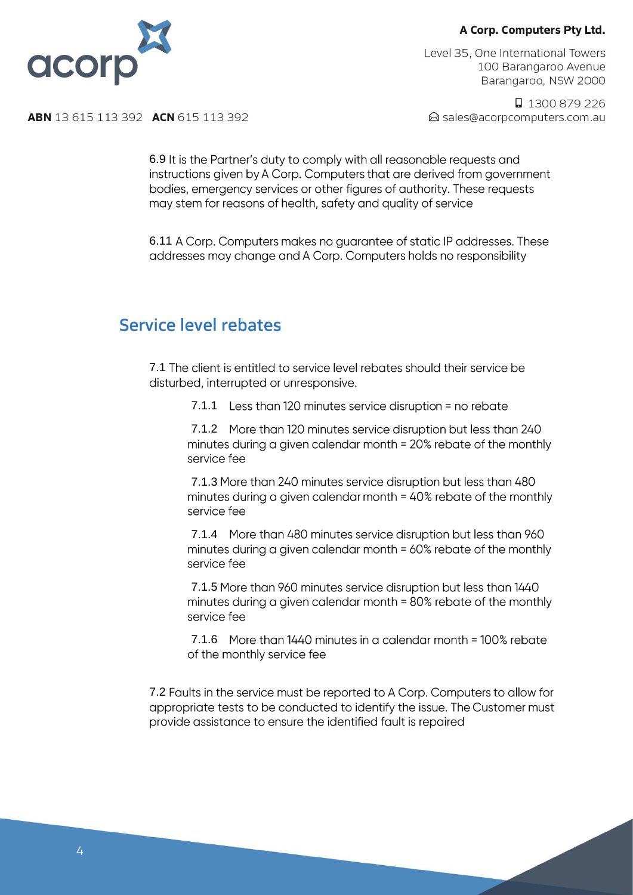6.9 It is the Partner's duty to comply with all reasonable requests and instructions given by A Corp. Computers that are derived from government bodies, emergency services or other figures of authority. These requests may stem for reasons of health, safety and quality of service

6.11 A Corp. Computers makes no guarantee of static IP addresses. These addresses may change and A Corp. Computers holds no responsibility

## Service level rebates

7.1 The client is entitled to service level rebates should their service be disturbed, interrupted or unresponsive.

7.1.1 Less than 120 minutes service disruption = no rebate

7.1.2 More than 120 minutes service disruption but less than 240 minutes during a given calendar month = 20% rebate of the monthly service fee

7.1.3 More than 240 minutes service disruption but less than 480 minutes during a given calendar month = 40% rebate of the monthly service fee

7.1.4 More than 480 minutes service disruption but less than 960 minutes during a given calendar month = 60% rebate of the monthly service fee

7.1.5 More than 960 minutes service disruption but less than 1440 minutes during a given calendar month = 80% rebate of the monthly service fee

7.1.6 More than 1440 minutes in a calendar month = 100% rebate of the monthly service fee

7.2 Faults in the service must be reported to A Corp. Computers to allow for appropriate tests to be conducted to identify the issue. The Customer must provide assistance to ensure the identified fault is repaired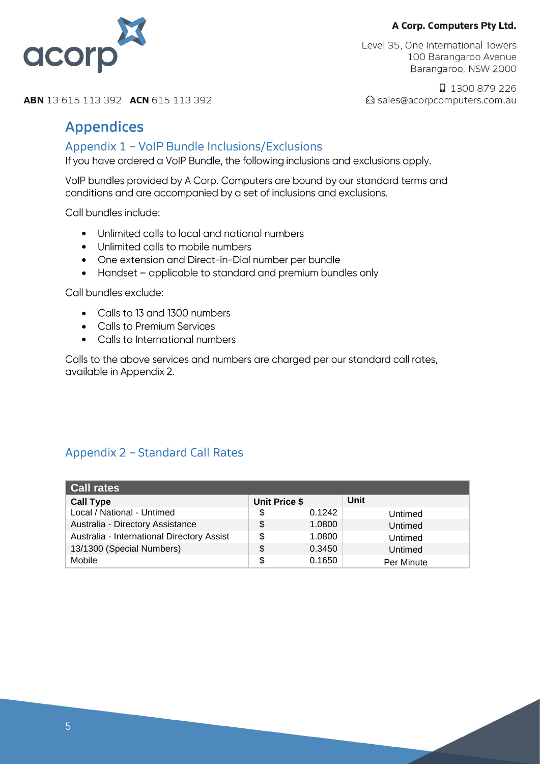# Appendices

## Appendix 1 – VoIP Bundle Inclusions/Exclusions

If you have ordered a VoIP Bundle, the following inclusions and exclusions apply.

VoIP bundles provided by A Corp. Computers are bound by our standard terms and conditions and are accompanied by a set of inclusions and exclusions.

Call bundles include:

- Unlimited calls to local and national numbers
- Unlimited calls to mobile numbers
- One extension and Direct-in-Dial number per bundle
- Handset – applicable to standard and premium bundles only

Call bundles exclude:

- Calls to 13 and 1300 numbers
- Calls to Premium Services
- Calls to International numbers

Calls to the above services and numbers are charged per our standard call rates, available in Appendix 2.

## Appendix 2 – Standard Call Rates

| Call rates | | |
|---|---|---|
| **Call Type** | **Unit Price $** | **Unit** |
| Local / National - Untimed | $ 0.1242 | Untimed |
| Australia - Directory Assistance | $ 1.0800 | Untimed |
| Australia - International Directory Assist | $ 1.0800 | Untimed |
| 13/1300 (Special Numbers) | $ 0.3450 | Untimed |
| Mobile | $ 0.1650 | Per Minute |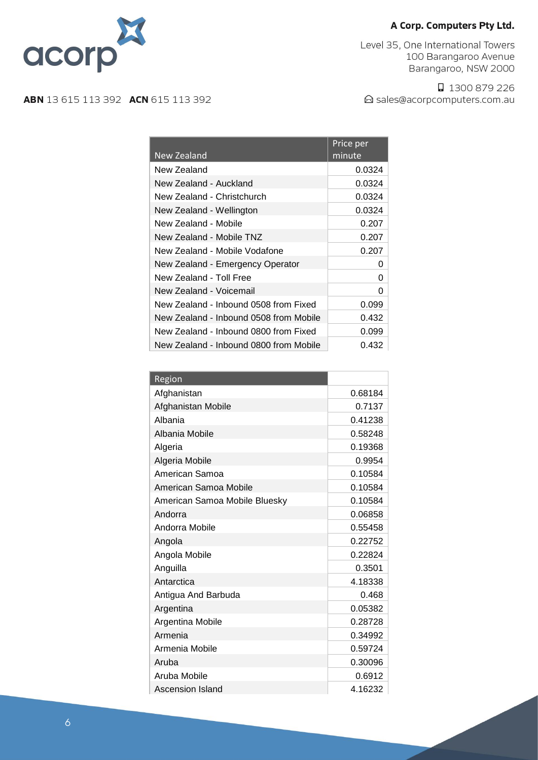**A Corp. Computers Pty Ltd.**

Level 35, One International Towers
100 Barangaroo Avenue
Barangaroo, NSW 2000

1300 879 226
sales@acorpcomputers.com.au

**ABN** 13 615 113 392 **ACN** 615 113 392

| New Zealand | Price per minute |
|---|---|
| New Zealand | 0.0324 |
| New Zealand - Auckland | 0.0324 |
| New Zealand - Christchurch | 0.0324 |
| New Zealand - Wellington | 0.0324 |
| New Zealand - Mobile | 0.207 |
| New Zealand - Mobile TNZ | 0.207 |
| New Zealand - Mobile Vodafone | 0.207 |
| New Zealand - Emergency Operator | 0 |
| New Zealand - Toll Free | 0 |
| New Zealand - Voicemail | 0 |
| New Zealand - Inbound 0508 from Fixed | 0.099 |
| New Zealand - Inbound 0508 from Mobile | 0.432 |
| New Zealand - Inbound 0800 from Fixed | 0.099 |
| New Zealand - Inbound 0800 from Mobile | 0.432 |

| Region | |
|---|---|
| Afghanistan | 0.68184 |
| Afghanistan Mobile | 0.7137 |
| Albania | 0.41238 |
| Albania Mobile | 0.58248 |
| Algeria | 0.19368 |
| Algeria Mobile | 0.9954 |
| American Samoa | 0.10584 |
| American Samoa Mobile | 0.10584 |
| American Samoa Mobile Bluesky | 0.10584 |
| Andorra | 0.06858 |
| Andorra Mobile | 0.55458 |
| Angola | 0.22752 |
| Angola Mobile | 0.22824 |
| Anguilla | 0.3501 |
| Antarctica | 4.18338 |
| Antigua And Barbuda | 0.468 |
| Argentina | 0.05382 |
| Argentina Mobile | 0.28728 |
| Armenia | 0.34992 |
| Armenia Mobile | 0.59724 |
| Aruba | 0.30096 |
| Aruba Mobile | 0.6912 |
| Ascension Island | 4.16232 |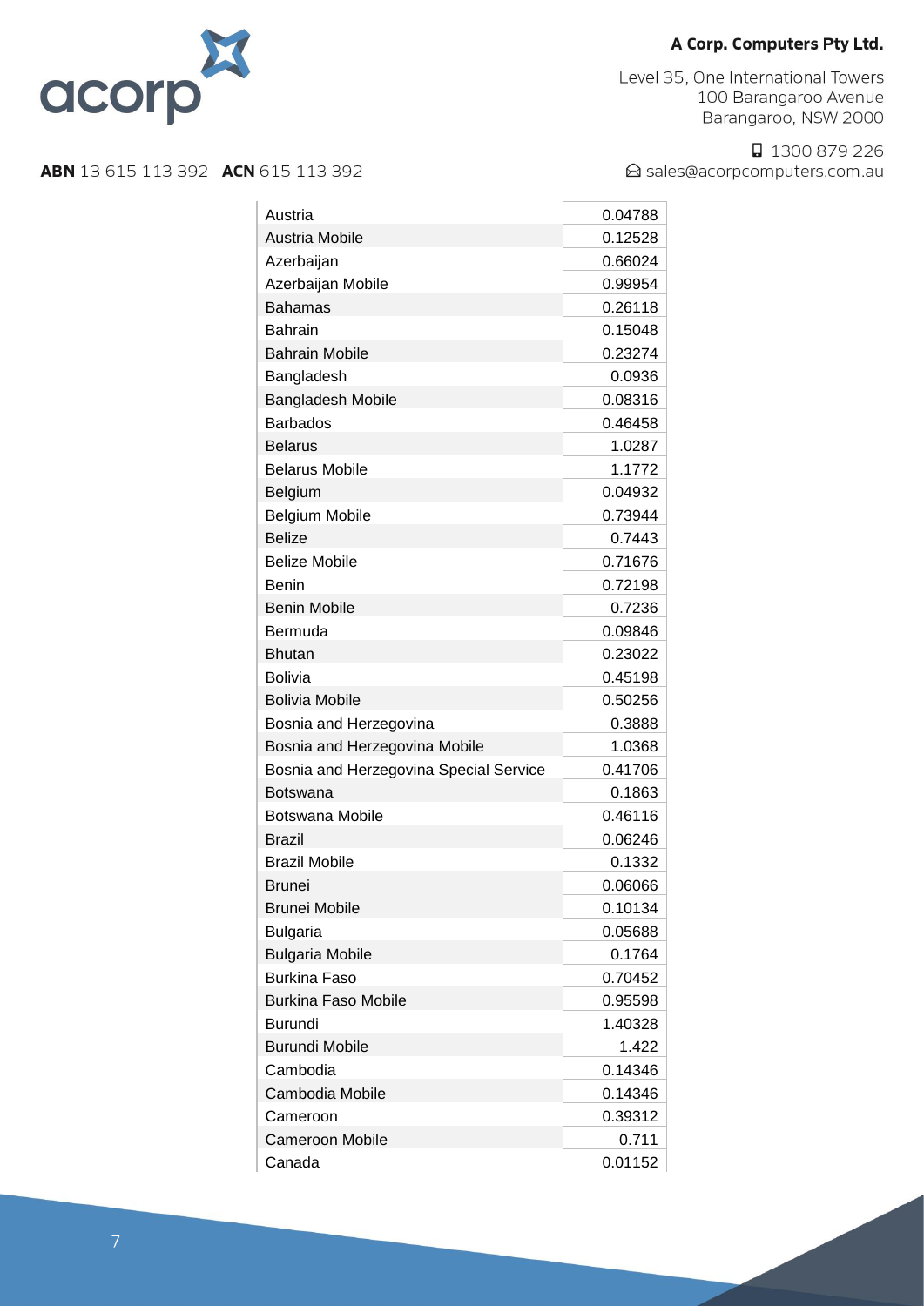| | |
|---|---|
| Austria | 0.04788 |
| Austria Mobile | 0.12528 |
| Azerbaijan | 0.66024 |
| Azerbaijan Mobile | 0.99954 |
| Bahamas | 0.26118 |
| Bahrain | 0.15048 |
| Bahrain Mobile | 0.23274 |
| Bangladesh | 0.0936 |
| Bangladesh Mobile | 0.08316 |
| Barbados | 0.46458 |
| Belarus | 1.0287 |
| Belarus Mobile | 1.1772 |
| Belgium | 0.04932 |
| Belgium Mobile | 0.73944 |
| Belize | 0.7443 |
| Belize Mobile | 0.71676 |
| Benin | 0.72198 |
| Benin Mobile | 0.7236 |
| Bermuda | 0.09846 |
| Bhutan | 0.23022 |
| Bolivia | 0.45198 |
| Bolivia Mobile | 0.50256 |
| Bosnia and Herzegovina | 0.3888 |
| Bosnia and Herzegovina Mobile | 1.0368 |
| Bosnia and Herzegovina Special Service | 0.41706 |
| Botswana | 0.1863 |
| Botswana Mobile | 0.46116 |
| Brazil | 0.06246 |
| Brazil Mobile | 0.1332 |
| Brunei | 0.06066 |
| Brunei Mobile | 0.10134 |
| Bulgaria | 0.05688 |
| Bulgaria Mobile | 0.1764 |
| Burkina Faso | 0.70452 |
| Burkina Faso Mobile | 0.95598 |
| Burundi | 1.40328 |
| Burundi Mobile | 1.422 |
| Cambodia | 0.14346 |
| Cambodia Mobile | 0.14346 |
| Cameroon | 0.39312 |
| Cameroon Mobile | 0.711 |
| Canada | 0.01152 |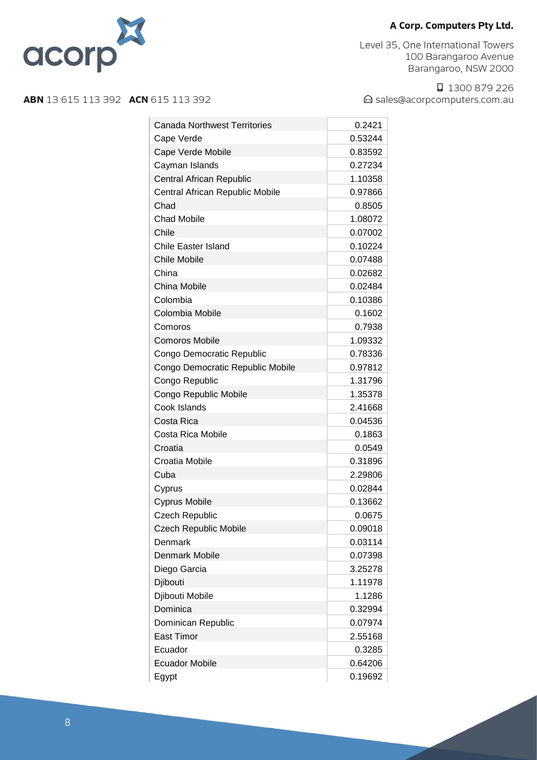**A Corp. Computers Pty Ltd.**

Level 35, One International Towers
100 Barangaroo Avenue
Barangaroo, NSW 2000

1300 879 226
sales@acorpcomputers.com.au

**ABN** 13 615 113 392 **ACN** 615 113 392

| | |
|---|---|
| Canada Northwest Territories | 0.2421 |
| Cape Verde | 0.53244 |
| Cape Verde Mobile | 0.83592 |
| Cayman Islands | 0.27234 |
| Central African Republic | 1.10358 |
| Central African Republic Mobile | 0.97866 |
| Chad | 0.8505 |
| Chad Mobile | 1.08072 |
| Chile | 0.07002 |
| Chile Easter Island | 0.10224 |
| Chile Mobile | 0.07488 |
| China | 0.02682 |
| China Mobile | 0.02484 |
| Colombia | 0.10386 |
| Colombia Mobile | 0.1602 |
| Comoros | 0.7938 |
| Comoros Mobile | 1.09332 |
| Congo Democratic Republic | 0.78336 |
| Congo Democratic Republic Mobile | 0.97812 |
| Congo Republic | 1.31796 |
| Congo Republic Mobile | 1.35378 |
| Cook Islands | 2.41668 |
| Costa Rica | 0.04536 |
| Costa Rica Mobile | 0.1863 |
| Croatia | 0.0549 |
| Croatia Mobile | 0.31896 |
| Cuba | 2.29806 |
| Cyprus | 0.02844 |
| Cyprus Mobile | 0.13662 |
| Czech Republic | 0.0675 |
| Czech Republic Mobile | 0.09018 |
| Denmark | 0.03114 |
| Denmark Mobile | 0.07398 |
| Diego Garcia | 3.25278 |
| Djibouti | 1.11978 |
| Djibouti Mobile | 1.1286 |
| Dominica | 0.32994 |
| Dominican Republic | 0.07974 |
| East Timor | 2.55168 |
| Ecuador | 0.3285 |
| Ecuador Mobile | 0.64206 |
| Egypt | 0.19692 |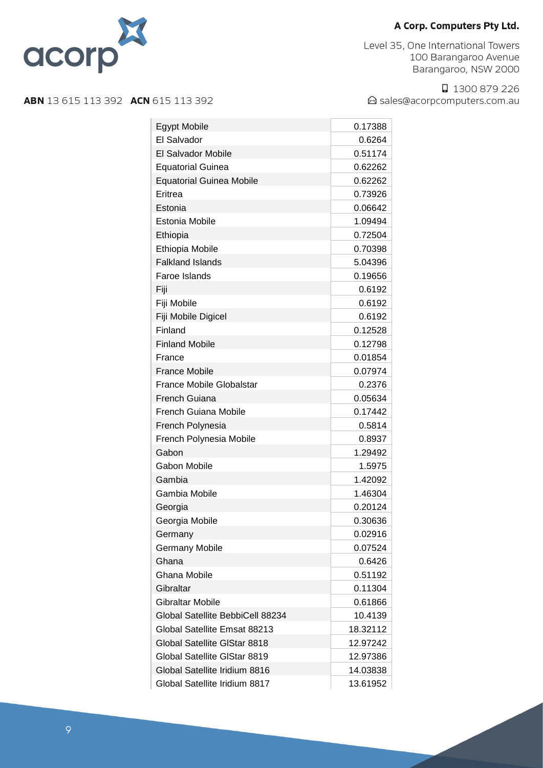| | |
|---|---|
| Egypt Mobile | 0.17388 |
| El Salvador | 0.6264 |
| El Salvador Mobile | 0.51174 |
| Equatorial Guinea | 0.62262 |
| Equatorial Guinea Mobile | 0.62262 |
| Eritrea | 0.73926 |
| Estonia | 0.06642 |
| Estonia Mobile | 1.09494 |
| Ethiopia | 0.72504 |
| Ethiopia Mobile | 0.70398 |
| Falkland Islands | 5.04396 |
| Faroe Islands | 0.19656 |
| Fiji | 0.6192 |
| Fiji Mobile | 0.6192 |
| Fiji Mobile Digicel | 0.6192 |
| Finland | 0.12528 |
| Finland Mobile | 0.12798 |
| France | 0.01854 |
| France Mobile | 0.07974 |
| France Mobile Globalstar | 0.2376 |
| French Guiana | 0.05634 |
| French Guiana Mobile | 0.17442 |
| French Polynesia | 0.5814 |
| French Polynesia Mobile | 0.8937 |
| Gabon | 1.29492 |
| Gabon Mobile | 1.5975 |
| Gambia | 1.42092 |
| Gambia Mobile | 1.46304 |
| Georgia | 0.20124 |
| Georgia Mobile | 0.30636 |
| Germany | 0.02916 |
| Germany Mobile | 0.07524 |
| Ghana | 0.6426 |
| Ghana Mobile | 0.51192 |
| Gibraltar | 0.11304 |
| Gibraltar Mobile | 0.61866 |
| Global Satellite BebbiCell 88234 | 10.4139 |
| Global Satellite Emsat 88213 | 18.32112 |
| Global Satellite GlStar 8818 | 12.97242 |
| Global Satellite GlStar 8819 | 12.97386 |
| Global Satellite Iridium 8816 | 14.03838 |
| Global Satellite Iridium 8817 | 13.61952 |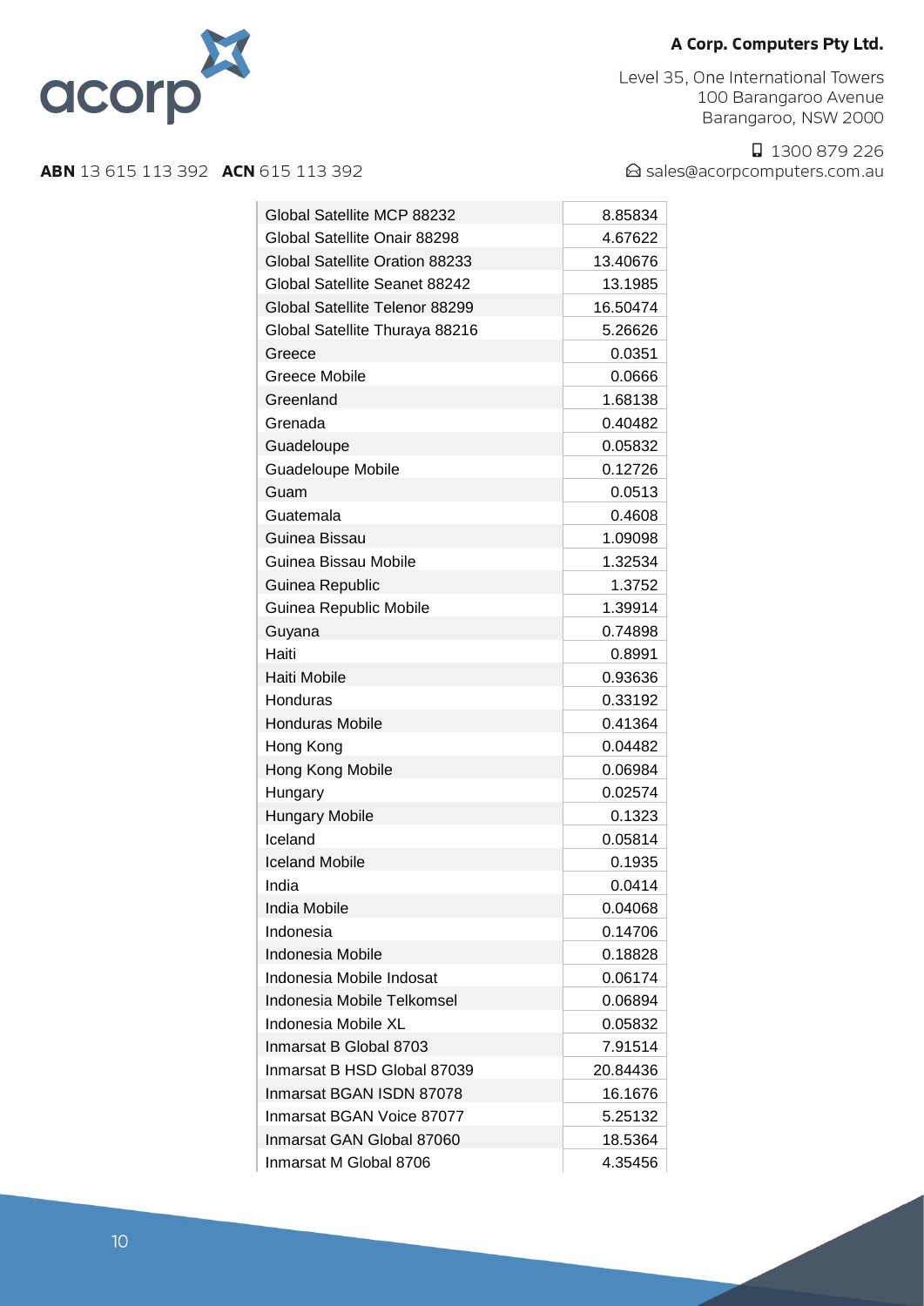| | |
|---|---|
| Global Satellite MCP 88232 | 8.85834 |
| Global Satellite Onair 88298 | 4.67622 |
| Global Satellite Oration 88233 | 13.40676 |
| Global Satellite Seanet 88242 | 13.1985 |
| Global Satellite Telenor 88299 | 16.50474 |
| Global Satellite Thuraya 88216 | 5.26626 |
| Greece | 0.0351 |
| Greece Mobile | 0.0666 |
| Greenland | 1.68138 |
| Grenada | 0.40482 |
| Guadeloupe | 0.05832 |
| Guadeloupe Mobile | 0.12726 |
| Guam | 0.0513 |
| Guatemala | 0.4608 |
| Guinea Bissau | 1.09098 |
| Guinea Bissau Mobile | 1.32534 |
| Guinea Republic | 1.3752 |
| Guinea Republic Mobile | 1.39914 |
| Guyana | 0.74898 |
| Haiti | 0.8991 |
| Haiti Mobile | 0.93636 |
| Honduras | 0.33192 |
| Honduras Mobile | 0.41364 |
| Hong Kong | 0.04482 |
| Hong Kong Mobile | 0.06984 |
| Hungary | 0.02574 |
| Hungary Mobile | 0.1323 |
| Iceland | 0.05814 |
| Iceland Mobile | 0.1935 |
| India | 0.0414 |
| India Mobile | 0.04068 |
| Indonesia | 0.14706 |
| Indonesia Mobile | 0.18828 |
| Indonesia Mobile Indosat | 0.06174 |
| Indonesia Mobile Telkomsel | 0.06894 |
| Indonesia Mobile XL | 0.05832 |
| Inmarsat B Global 8703 | 7.91514 |
| Inmarsat B HSD Global 87039 | 20.84436 |
| Inmarsat BGAN ISDN 87078 | 16.1676 |
| Inmarsat BGAN Voice 87077 | 5.25132 |
| Inmarsat GAN Global 87060 | 18.5364 |
| Inmarsat M Global 8706 | 4.35456 |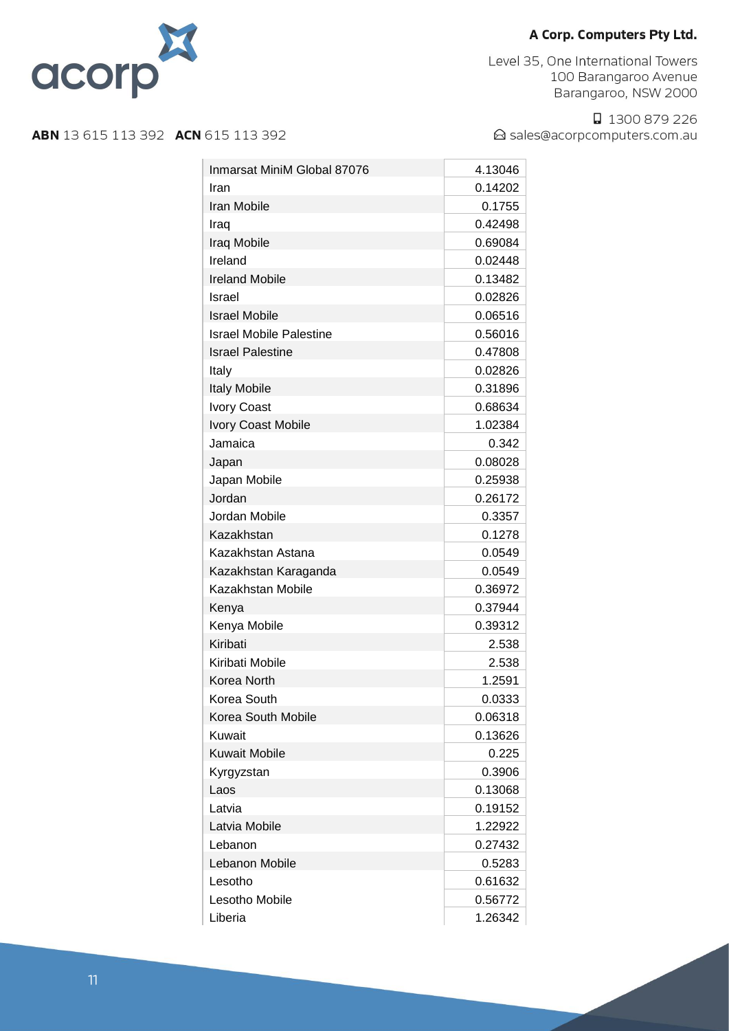**A Corp. Computers Pty Ltd.**

Level 35, One International Towers
100 Barangaroo Avenue
Barangaroo, NSW 2000

1300 879 226
sales@acorpcomputers.com.au

**ABN** 13 615 113 392 **ACN** 615 113 392

| | |
|---|---|
| Inmarsat MiniM Global 87076 | 4.13046 |
| Iran | 0.14202 |
| Iran Mobile | 0.1755 |
| Iraq | 0.42498 |
| Iraq Mobile | 0.69084 |
| Ireland | 0.02448 |
| Ireland Mobile | 0.13482 |
| Israel | 0.02826 |
| Israel Mobile | 0.06516 |
| Israel Mobile Palestine | 0.56016 |
| Israel Palestine | 0.47808 |
| Italy | 0.02826 |
| Italy Mobile | 0.31896 |
| Ivory Coast | 0.68634 |
| Ivory Coast Mobile | 1.02384 |
| Jamaica | 0.342 |
| Japan | 0.08028 |
| Japan Mobile | 0.25938 |
| Jordan | 0.26172 |
| Jordan Mobile | 0.3357 |
| Kazakhstan | 0.1278 |
| Kazakhstan Astana | 0.0549 |
| Kazakhstan Karaganda | 0.0549 |
| Kazakhstan Mobile | 0.36972 |
| Kenya | 0.37944 |
| Kenya Mobile | 0.39312 |
| Kiribati | 2.538 |
| Kiribati Mobile | 2.538 |
| Korea North | 1.2591 |
| Korea South | 0.0333 |
| Korea South Mobile | 0.06318 |
| Kuwait | 0.13626 |
| Kuwait Mobile | 0.225 |
| Kyrgyzstan | 0.3906 |
| Laos | 0.13068 |
| Latvia | 0.19152 |
| Latvia Mobile | 1.22922 |
| Lebanon | 0.27432 |
| Lebanon Mobile | 0.5283 |
| Lesotho | 0.61632 |
| Lesotho Mobile | 0.56772 |
| Liberia | 1.26342 |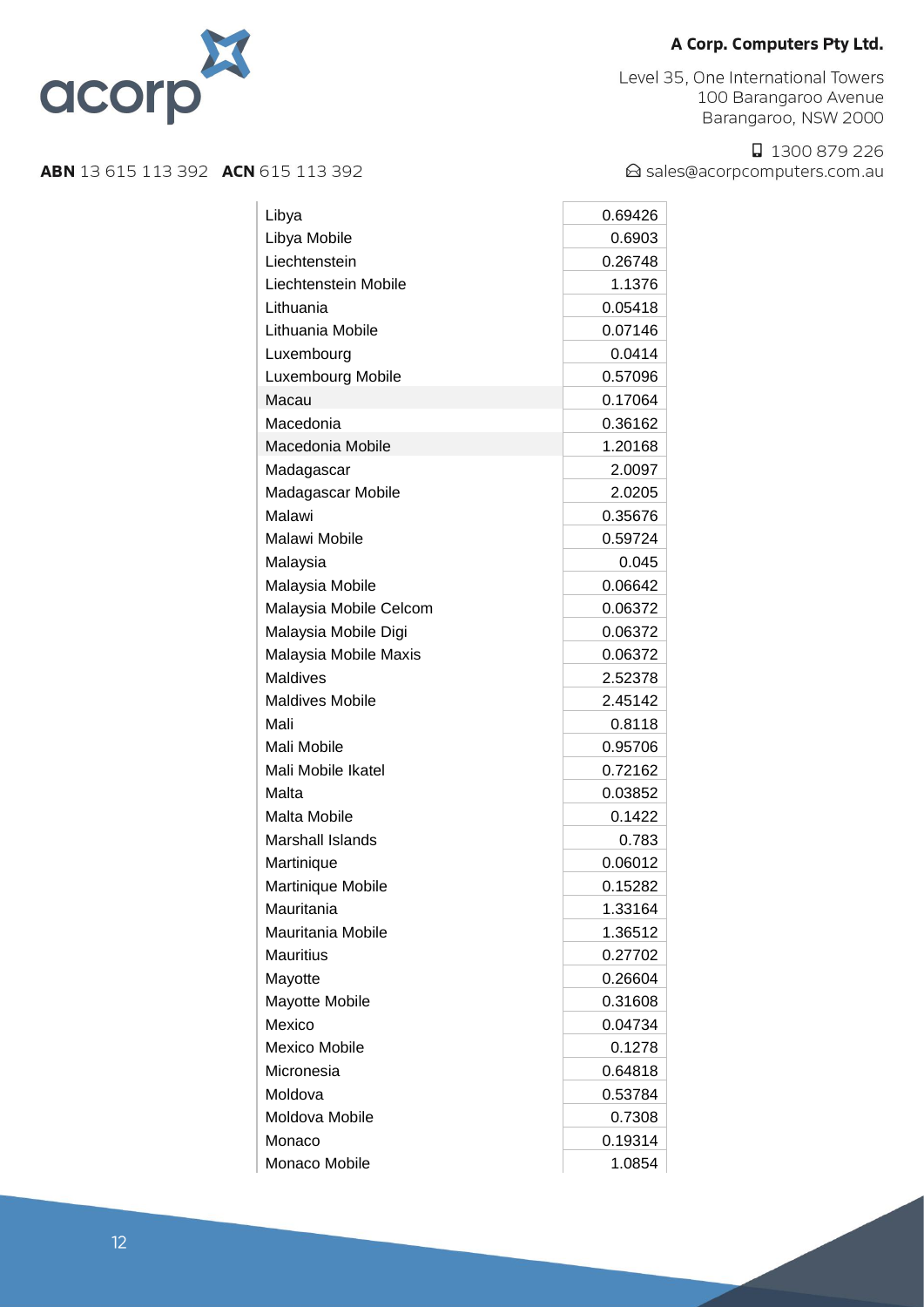| | |
|---|---|
| Libya | 0.69426 |
| Libya Mobile | 0.6903 |
| Liechtenstein | 0.26748 |
| Liechtenstein Mobile | 1.1376 |
| Lithuania | 0.05418 |
| Lithuania Mobile | 0.07146 |
| Luxembourg | 0.0414 |
| Luxembourg Mobile | 0.57096 |
| Macau | 0.17064 |
| Macedonia | 0.36162 |
| Macedonia Mobile | 1.20168 |
| Madagascar | 2.0097 |
| Madagascar Mobile | 2.0205 |
| Malawi | 0.35676 |
| Malawi Mobile | 0.59724 |
| Malaysia | 0.045 |
| Malaysia Mobile | 0.06642 |
| Malaysia Mobile Celcom | 0.06372 |
| Malaysia Mobile Digi | 0.06372 |
| Malaysia Mobile Maxis | 0.06372 |
| Maldives | 2.52378 |
| Maldives Mobile | 2.45142 |
| Mali | 0.8118 |
| Mali Mobile | 0.95706 |
| Mali Mobile Ikatel | 0.72162 |
| Malta | 0.03852 |
| Malta Mobile | 0.1422 |
| Marshall Islands | 0.783 |
| Martinique | 0.06012 |
| Martinique Mobile | 0.15282 |
| Mauritania | 1.33164 |
| Mauritania Mobile | 1.36512 |
| Mauritius | 0.27702 |
| Mayotte | 0.26604 |
| Mayotte Mobile | 0.31608 |
| Mexico | 0.04734 |
| Mexico Mobile | 0.1278 |
| Micronesia | 0.64818 |
| Moldova | 0.53784 |
| Moldova Mobile | 0.7308 |
| Monaco | 0.19314 |
| Monaco Mobile | 1.0854 |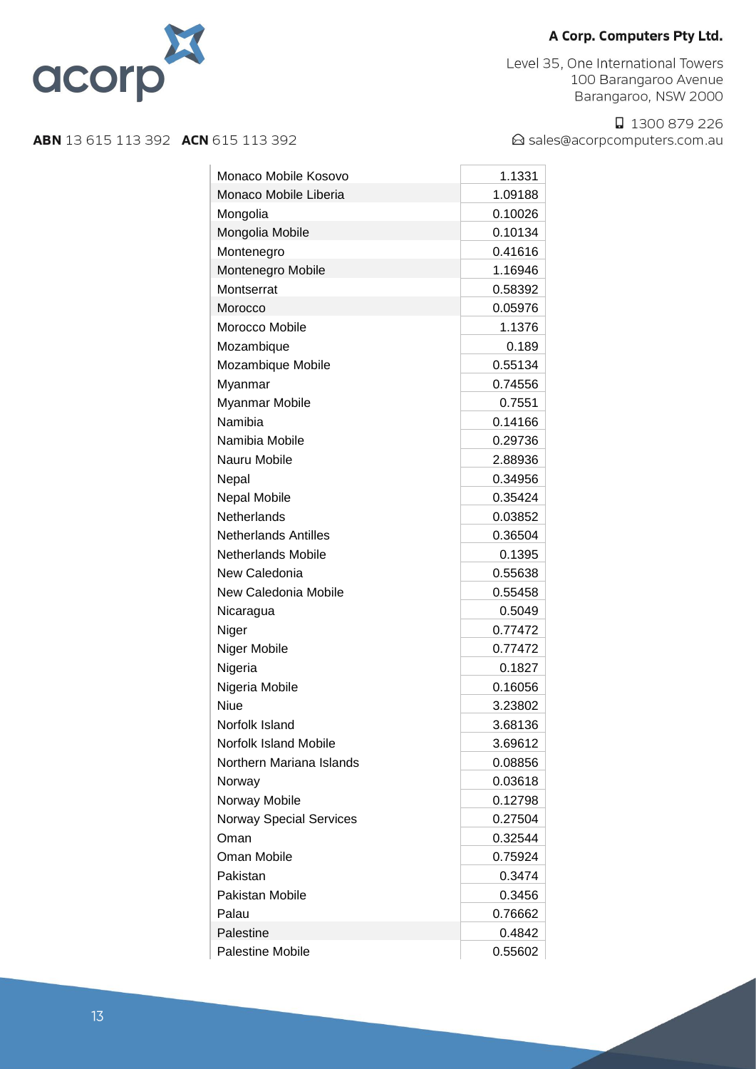**A Corp. Computers Pty Ltd.**

Level 35, One International Towers
100 Barangaroo Avenue
Barangaroo, NSW 2000

1300 879 226
sales@acorpcomputers.com.au

**ABN** 13 615 113 392 **ACN** 615 113 392

| | |
|---|---|
| Monaco Mobile Kosovo | 1.1331 |
| Monaco Mobile Liberia | 1.09188 |
| Mongolia | 0.10026 |
| Mongolia Mobile | 0.10134 |
| Montenegro | 0.41616 |
| Montenegro Mobile | 1.16946 |
| Montserrat | 0.58392 |
| Morocco | 0.05976 |
| Morocco Mobile | 1.1376 |
| Mozambique | 0.189 |
| Mozambique Mobile | 0.55134 |
| Myanmar | 0.74556 |
| Myanmar Mobile | 0.7551 |
| Namibia | 0.14166 |
| Namibia Mobile | 0.29736 |
| Nauru Mobile | 2.88936 |
| Nepal | 0.34956 |
| Nepal Mobile | 0.35424 |
| Netherlands | 0.03852 |
| Netherlands Antilles | 0.36504 |
| Netherlands Mobile | 0.1395 |
| New Caledonia | 0.55638 |
| New Caledonia Mobile | 0.55458 |
| Nicaragua | 0.5049 |
| Niger | 0.77472 |
| Niger Mobile | 0.77472 |
| Nigeria | 0.1827 |
| Nigeria Mobile | 0.16056 |
| Niue | 3.23802 |
| Norfolk Island | 3.68136 |
| Norfolk Island Mobile | 3.69612 |
| Northern Mariana Islands | 0.08856 |
| Norway | 0.03618 |
| Norway Mobile | 0.12798 |
| Norway Special Services | 0.27504 |
| Oman | 0.32544 |
| Oman Mobile | 0.75924 |
| Pakistan | 0.3474 |
| Pakistan Mobile | 0.3456 |
| Palau | 0.76662 |
| Palestine | 0.4842 |
| Palestine Mobile | 0.55602 |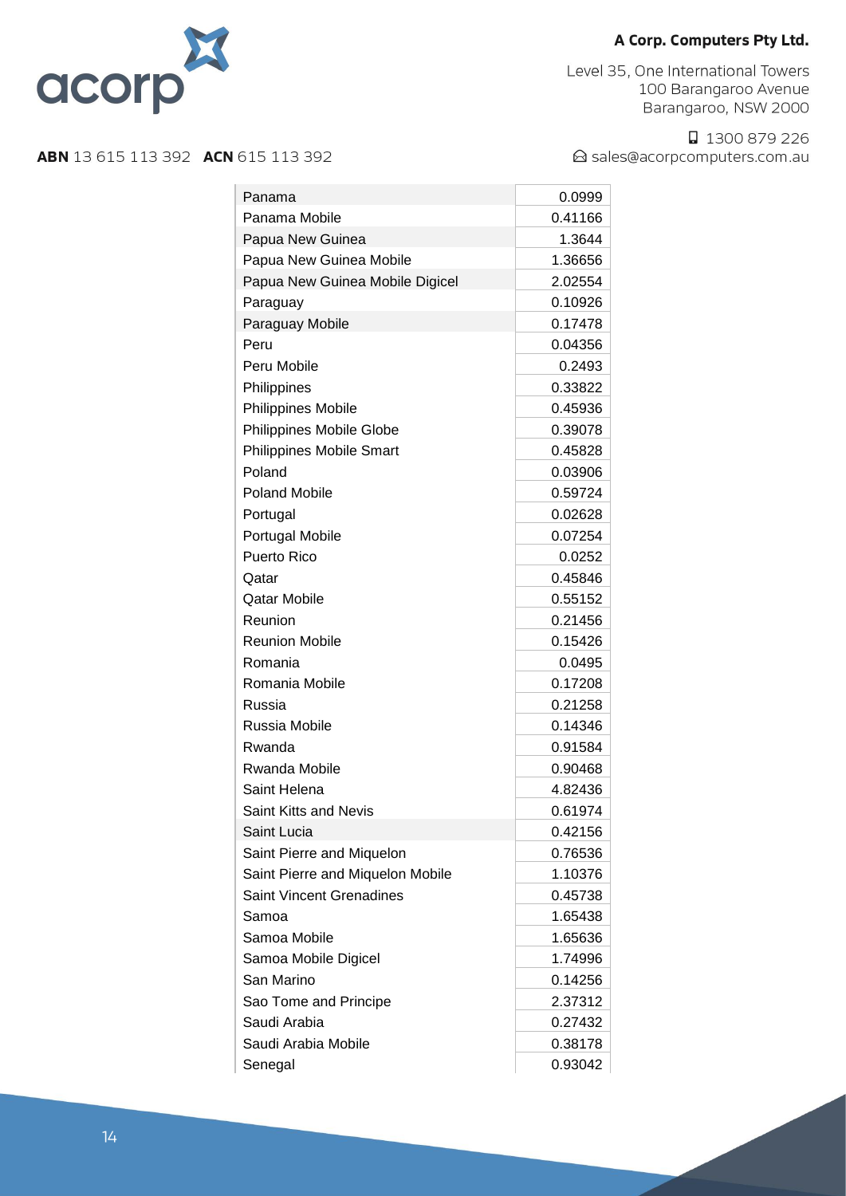| | |
|---|---|
| Panama | 0.0999 |
| Panama Mobile | 0.41166 |
| Papua New Guinea | 1.3644 |
| Papua New Guinea Mobile | 1.36656 |
| Papua New Guinea Mobile Digicel | 2.02554 |
| Paraguay | 0.10926 |
| Paraguay Mobile | 0.17478 |
| Peru | 0.04356 |
| Peru Mobile | 0.2493 |
| Philippines | 0.33822 |
| Philippines Mobile | 0.45936 |
| Philippines Mobile Globe | 0.39078 |
| Philippines Mobile Smart | 0.45828 |
| Poland | 0.03906 |
| Poland Mobile | 0.59724 |
| Portugal | 0.02628 |
| Portugal Mobile | 0.07254 |
| Puerto Rico | 0.0252 |
| Qatar | 0.45846 |
| Qatar Mobile | 0.55152 |
| Reunion | 0.21456 |
| Reunion Mobile | 0.15426 |
| Romania | 0.0495 |
| Romania Mobile | 0.17208 |
| Russia | 0.21258 |
| Russia Mobile | 0.14346 |
| Rwanda | 0.91584 |
| Rwanda Mobile | 0.90468 |
| Saint Helena | 4.82436 |
| Saint Kitts and Nevis | 0.61974 |
| Saint Lucia | 0.42156 |
| Saint Pierre and Miquelon | 0.76536 |
| Saint Pierre and Miquelon Mobile | 1.10376 |
| Saint Vincent Grenadines | 0.45738 |
| Samoa | 1.65438 |
| Samoa Mobile | 1.65636 |
| Samoa Mobile Digicel | 1.74996 |
| San Marino | 0.14256 |
| Sao Tome and Principe | 2.37312 |
| Saudi Arabia | 0.27432 |
| Saudi Arabia Mobile | 0.38178 |
| Senegal | 0.93042 |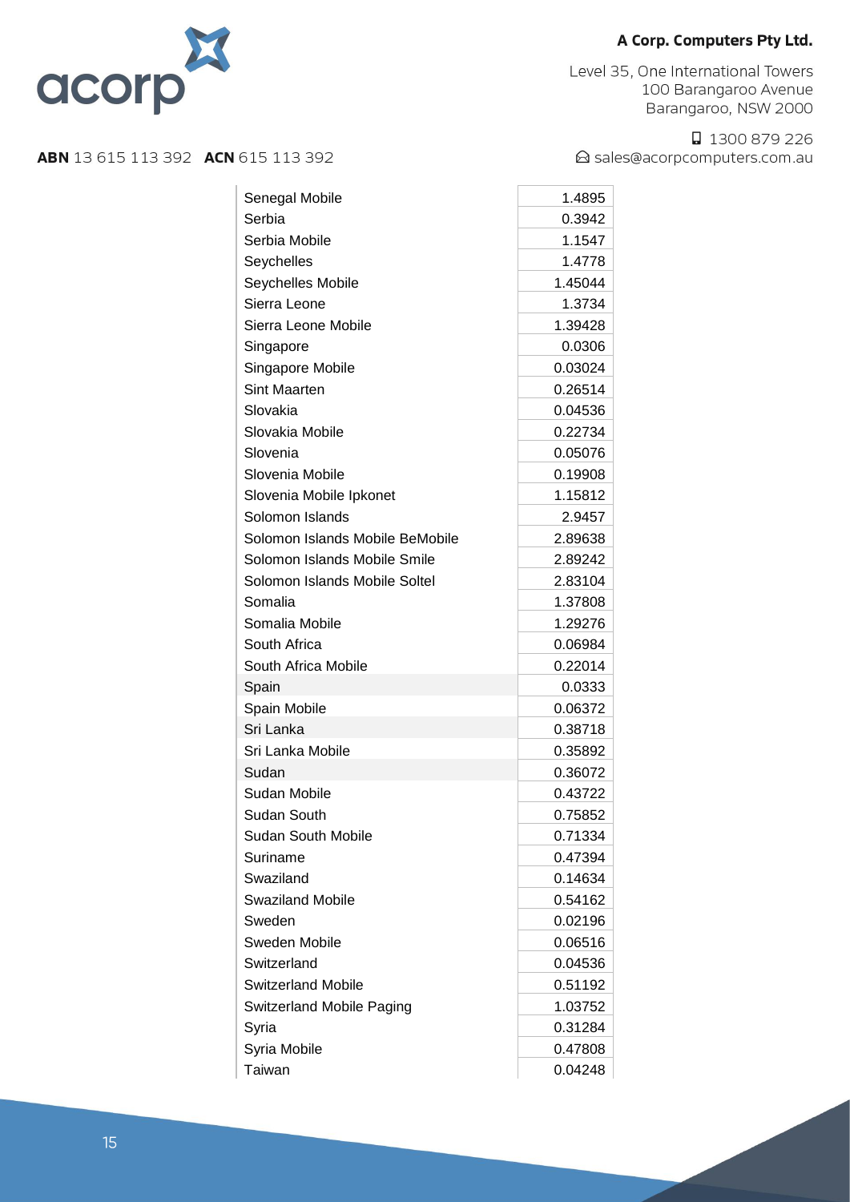| | |
|---|---|
| Senegal Mobile | 1.4895 |
| Serbia | 0.3942 |
| Serbia Mobile | 1.1547 |
| Seychelles | 1.4778 |
| Seychelles Mobile | 1.45044 |
| Sierra Leone | 1.3734 |
| Sierra Leone Mobile | 1.39428 |
| Singapore | 0.0306 |
| Singapore Mobile | 0.03024 |
| Sint Maarten | 0.26514 |
| Slovakia | 0.04536 |
| Slovakia Mobile | 0.22734 |
| Slovenia | 0.05076 |
| Slovenia Mobile | 0.19908 |
| Slovenia Mobile Ipkonet | 1.15812 |
| Solomon Islands | 2.9457 |
| Solomon Islands Mobile BeMobile | 2.89638 |
| Solomon Islands Mobile Smile | 2.89242 |
| Solomon Islands Mobile Soltel | 2.83104 |
| Somalia | 1.37808 |
| Somalia Mobile | 1.29276 |
| South Africa | 0.06984 |
| South Africa Mobile | 0.22014 |
| Spain | 0.0333 |
| Spain Mobile | 0.06372 |
| Sri Lanka | 0.38718 |
| Sri Lanka Mobile | 0.35892 |
| Sudan | 0.36072 |
| Sudan Mobile | 0.43722 |
| Sudan South | 0.75852 |
| Sudan South Mobile | 0.71334 |
| Suriname | 0.47394 |
| Swaziland | 0.14634 |
| Swaziland Mobile | 0.54162 |
| Sweden | 0.02196 |
| Sweden Mobile | 0.06516 |
| Switzerland | 0.04536 |
| Switzerland Mobile | 0.51192 |
| Switzerland Mobile Paging | 1.03752 |
| Syria | 0.31284 |
| Syria Mobile | 0.47808 |
| Taiwan | 0.04248 |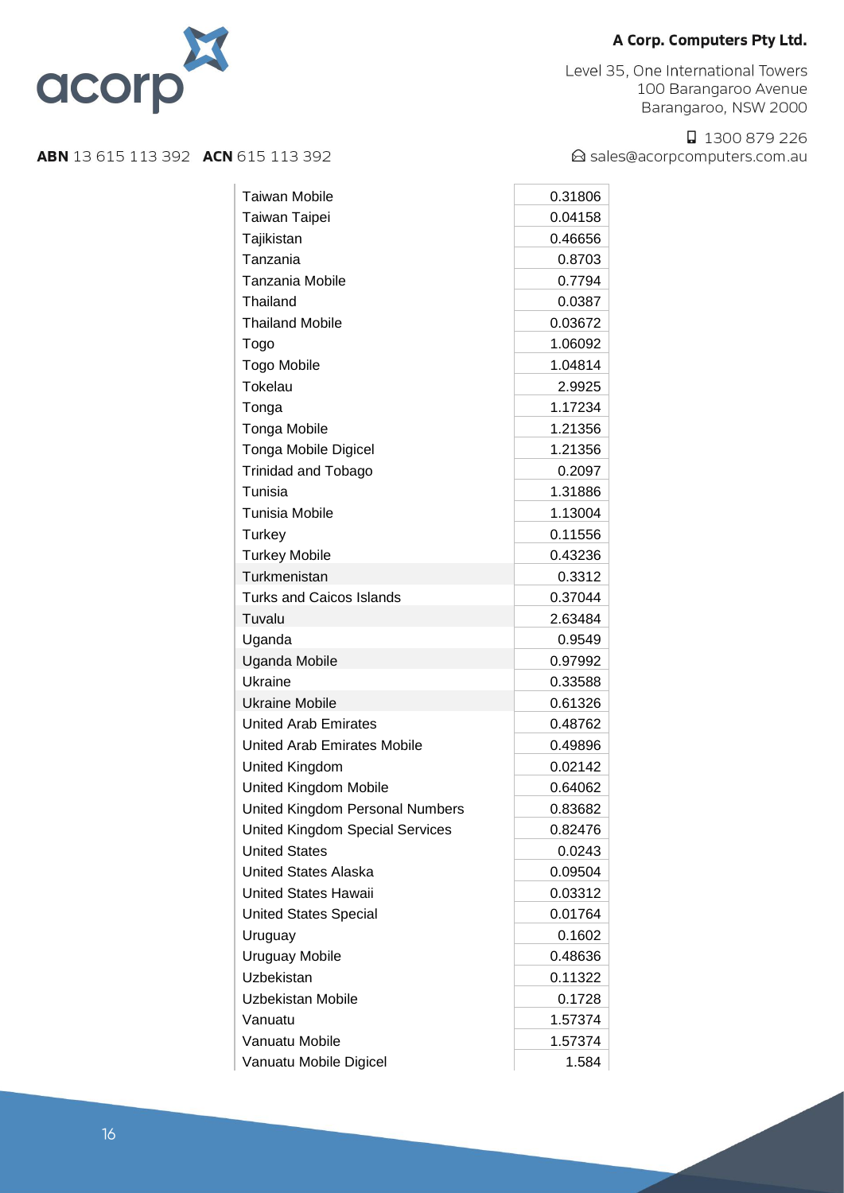**A Corp. Computers Pty Ltd.**

Level 35, One International Towers
100 Barangaroo Avenue
Barangaroo, NSW 2000

1300 879 226
sales@acorpcomputers.com.au

**ABN** 13 615 113 392 **ACN** 615 113 392

| | |
|---|---|
| Taiwan Mobile | 0.31806 |
| Taiwan Taipei | 0.04158 |
| Tajikistan | 0.46656 |
| Tanzania | 0.8703 |
| Tanzania Mobile | 0.7794 |
| Thailand | 0.0387 |
| Thailand Mobile | 0.03672 |
| Togo | 1.06092 |
| Togo Mobile | 1.04814 |
| Tokelau | 2.9925 |
| Tonga | 1.17234 |
| Tonga Mobile | 1.21356 |
| Tonga Mobile Digicel | 1.21356 |
| Trinidad and Tobago | 0.2097 |
| Tunisia | 1.31886 |
| Tunisia Mobile | 1.13004 |
| Turkey | 0.11556 |
| Turkey Mobile | 0.43236 |
| Turkmenistan | 0.3312 |
| Turks and Caicos Islands | 0.37044 |
| Tuvalu | 2.63484 |
| Uganda | 0.9549 |
| Uganda Mobile | 0.97992 |
| Ukraine | 0.33588 |
| Ukraine Mobile | 0.61326 |
| United Arab Emirates | 0.48762 |
| United Arab Emirates Mobile | 0.49896 |
| United Kingdom | 0.02142 |
| United Kingdom Mobile | 0.64062 |
| United Kingdom Personal Numbers | 0.83682 |
| United Kingdom Special Services | 0.82476 |
| United States | 0.0243 |
| United States Alaska | 0.09504 |
| United States Hawaii | 0.03312 |
| United States Special | 0.01764 |
| Uruguay | 0.1602 |
| Uruguay Mobile | 0.48636 |
| Uzbekistan | 0.11322 |
| Uzbekistan Mobile | 0.1728 |
| Vanuatu | 1.57374 |
| Vanuatu Mobile | 1.57374 |
| Vanuatu Mobile Digicel | 1.584 |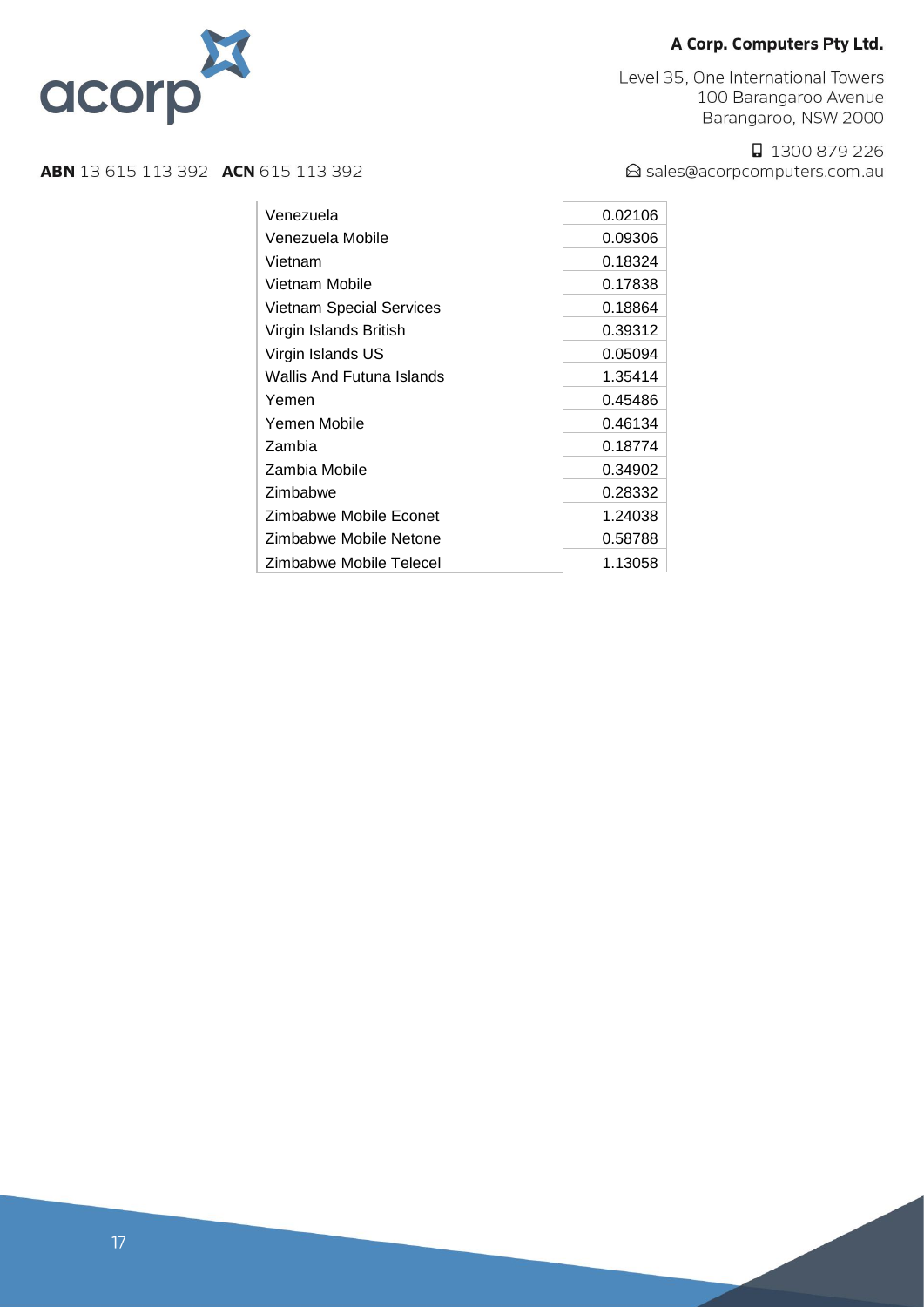| | |
|---|---|
| Venezuela | 0.02106 |
| Venezuela Mobile | 0.09306 |
| Vietnam | 0.18324 |
| Vietnam Mobile | 0.17838 |
| Vietnam Special Services | 0.18864 |
| Virgin Islands British | 0.39312 |
| Virgin Islands US | 0.05094 |
| Wallis And Futuna Islands | 1.35414 |
| Yemen | 0.45486 |
| Yemen Mobile | 0.46134 |
| Zambia | 0.18774 |
| Zambia Mobile | 0.34902 |
| Zimbabwe | 0.28332 |
| Zimbabwe Mobile Econet | 1.24038 |
| Zimbabwe Mobile Netone | 0.58788 |
| Zimbabwe Mobile Telecel | 1.13058 |